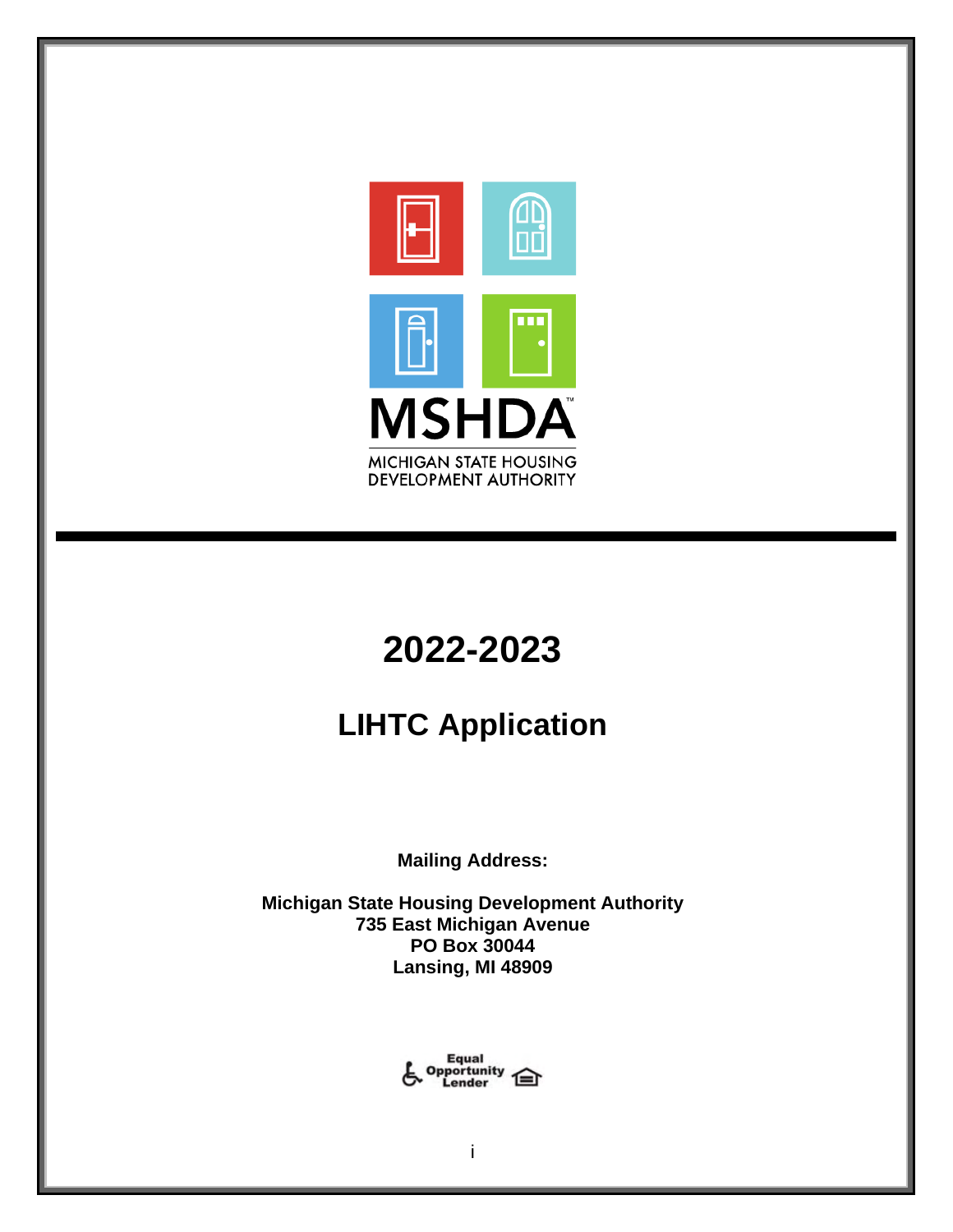MSHDA

MICHIGAN STATE HOUSING DEVELOPMENT AUTHORITY

# 2022-2023

## LIHTC Application

**Mailing Address:**

**Michigan State Housing Development Authority**
**735 East Michigan Avenue**
**PO Box 30044**
**Lansing, MI 48909**

Equal Opportunity Lender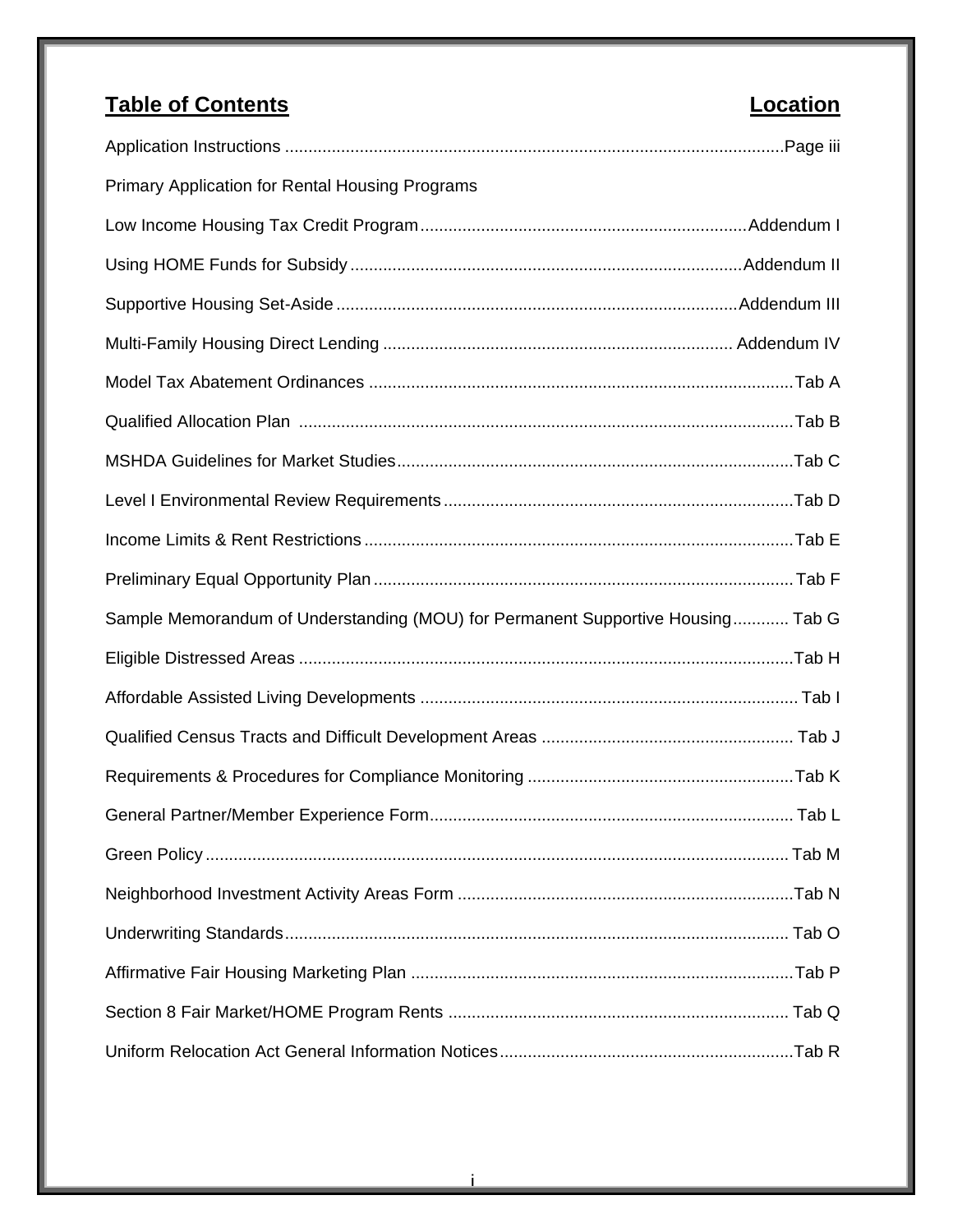| **Table of Contents** | **Location** |
|---|---|
| Application Instructions | Page iii |
| Primary Application for Rental Housing Programs | |
| Low Income Housing Tax Credit Program | Addendum I |
| Using HOME Funds for Subsidy | Addendum II |
| Supportive Housing Set-Aside | Addendum III |
| Multi-Family Housing Direct Lending | Addendum IV |
| Model Tax Abatement Ordinances | Tab A |
| Qualified Allocation Plan | Tab B |
| MSHDA Guidelines for Market Studies | Tab C |
| Level I Environmental Review Requirements | Tab D |
| Income Limits & Rent Restrictions | Tab E |
| Preliminary Equal Opportunity Plan | Tab F |
| Sample Memorandum of Understanding (MOU) for Permanent Supportive Housing | Tab G |
| Eligible Distressed Areas | Tab H |
| Affordable Assisted Living Developments | Tab I |
| Qualified Census Tracts and Difficult Development Areas | Tab J |
| Requirements & Procedures for Compliance Monitoring | Tab K |
| General Partner/Member Experience Form | Tab L |
| Green Policy | Tab M |
| Neighborhood Investment Activity Areas Form | Tab N |
| Underwriting Standards | Tab O |
| Affirmative Fair Housing Marketing Plan | Tab P |
| Section 8 Fair Market/HOME Program Rents | Tab Q |
| Uniform Relocation Act General Information Notices | Tab R |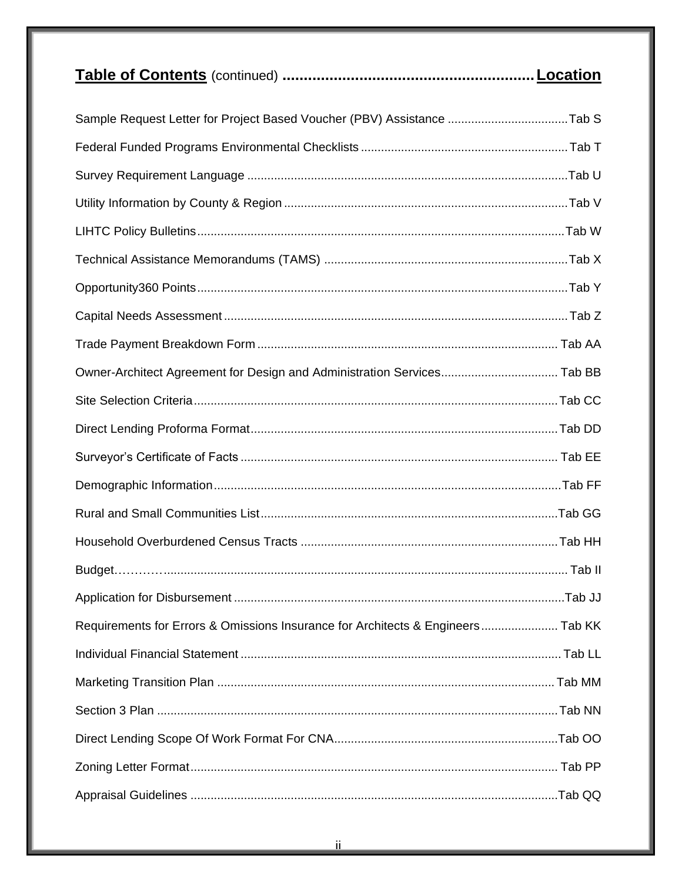## Table of Contents (continued) ........................................................ Location

| | |
|---|---|
| Sample Request Letter for Project Based Voucher (PBV) Assistance | Tab S |
| Federal Funded Programs Environmental Checklists | Tab T |
| Survey Requirement Language | Tab U |
| Utility Information by County & Region | Tab V |
| LIHTC Policy Bulletins | Tab W |
| Technical Assistance Memorandums (TAMS) | Tab X |
| Opportunity360 Points | Tab Y |
| Capital Needs Assessment | Tab Z |
| Trade Payment Breakdown Form | Tab AA |
| Owner-Architect Agreement for Design and Administration Services | Tab BB |
| Site Selection Criteria | Tab CC |
| Direct Lending Proforma Format | Tab DD |
| Surveyor's Certificate of Facts | Tab EE |
| Demographic Information | Tab FF |
| Rural and Small Communities List | Tab GG |
| Household Overburdened Census Tracts | Tab HH |
| Budget | Tab II |
| Application for Disbursement | Tab JJ |
| Requirements for Errors & Omissions Insurance for Architects & Engineers | Tab KK |
| Individual Financial Statement | Tab LL |
| Marketing Transition Plan | Tab MM |
| Section 3 Plan | Tab NN |
| Direct Lending Scope Of Work Format For CNA | Tab OO |
| Zoning Letter Format | Tab PP |
| Appraisal Guidelines | Tab QQ |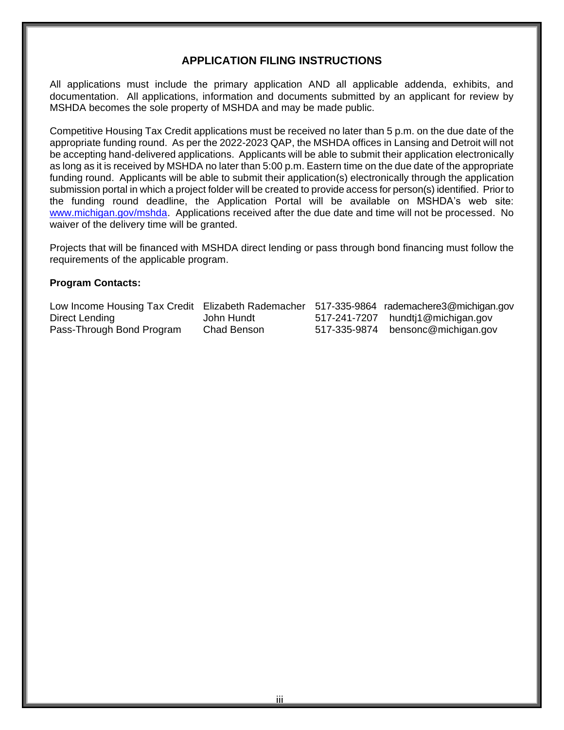## APPLICATION FILING INSTRUCTIONS

All applications must include the primary application AND all applicable addenda, exhibits, and documentation. All applications, information and documents submitted by an applicant for review by MSHDA becomes the sole property of MSHDA and may be made public.

Competitive Housing Tax Credit applications must be received no later than 5 p.m. on the due date of the appropriate funding round. As per the 2022-2023 QAP, the MSHDA offices in Lansing and Detroit will not be accepting hand-delivered applications. Applicants will be able to submit their application electronically as long as it is received by MSHDA no later than 5:00 p.m. Eastern time on the due date of the appropriate funding round. Applicants will be able to submit their application(s) electronically through the application submission portal in which a project folder will be created to provide access for person(s) identified. Prior to the funding round deadline, the Application Portal will be available on MSHDA's web site: www.michigan.gov/mshda. Applications received after the due date and time will not be processed. No waiver of the delivery time will be granted.

Projects that will be financed with MSHDA direct lending or pass through bond financing must follow the requirements of the applicable program.

**Program Contacts:**

| | | | |
|---|---|---|---|
| Low Income Housing Tax Credit | Elizabeth Rademacher | 517-335-9864 | rademachere3@michigan.gov |
| Direct Lending | John Hundt | 517-241-7207 | hundtj1@michigan.gov |
| Pass-Through Bond Program | Chad Benson | 517-335-9874 | bensonc@michigan.gov |